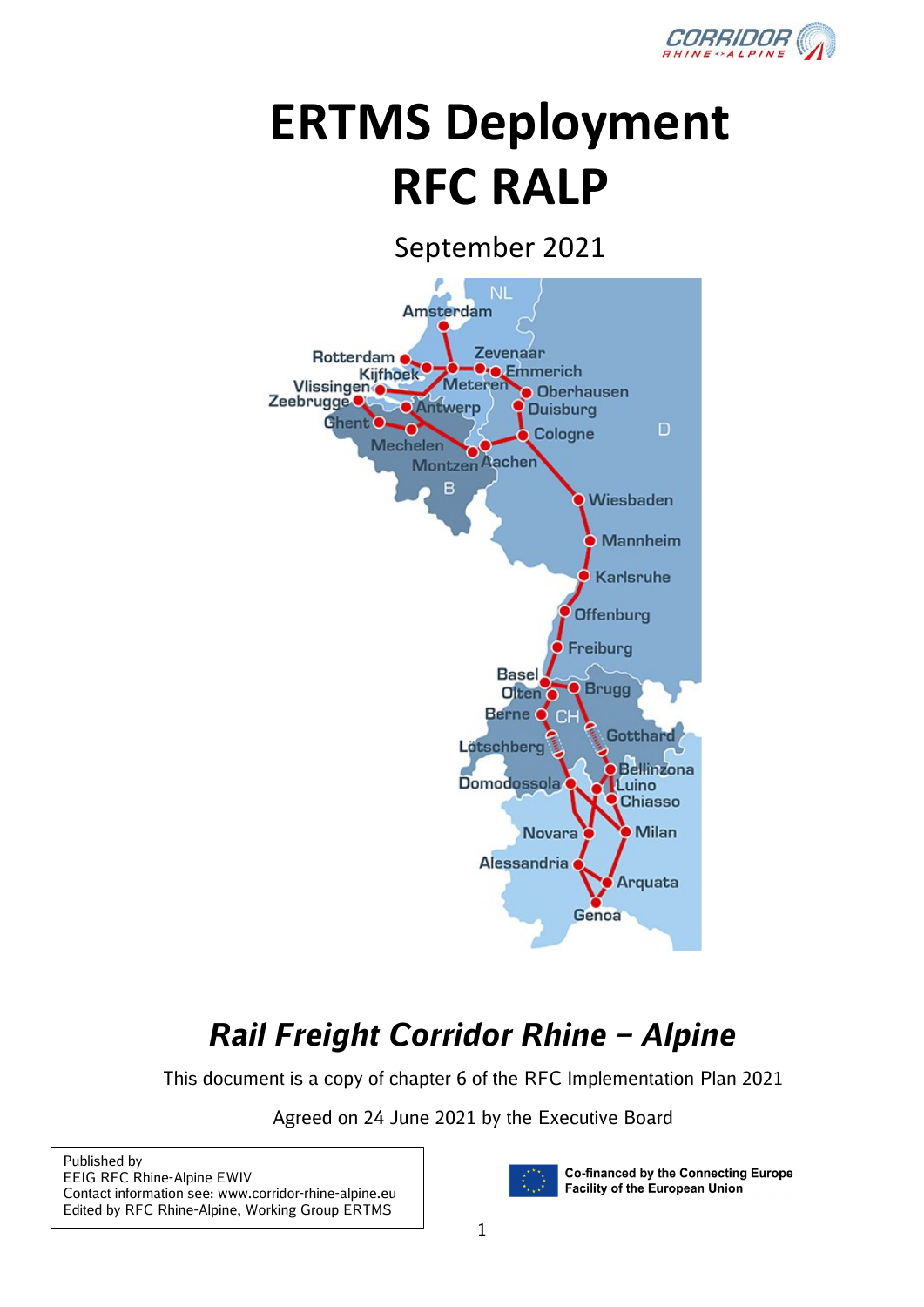# ERTMS Deployment RFC RALP

September 2021

## *Rail Freight Corridor Rhine – Alpine*

This document is a copy of chapter 6 of the RFC Implementation Plan 2021

Agreed on 24 June 2021 by the Executive Board

Published by
EEIG RFC Rhine-Alpine EWIV
Contact information see: www.corridor-rhine-alpine.eu
Edited by RFC Rhine-Alpine, Working Group ERTMS

Co-financed by the Connecting Europe Facility of the European Union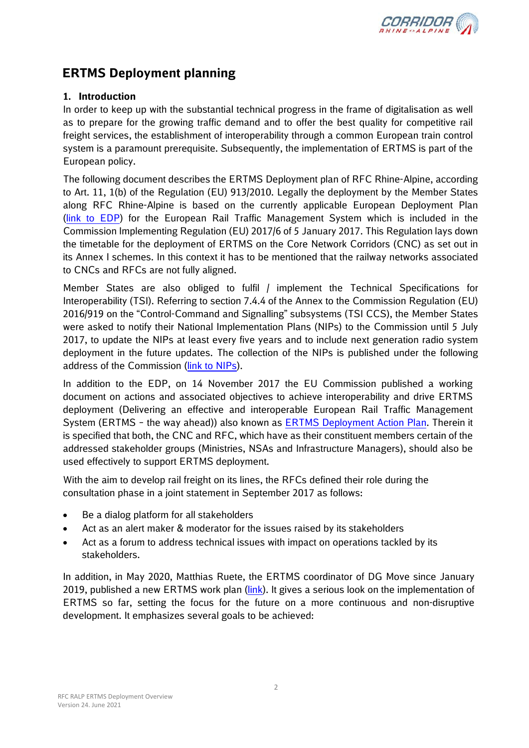# ERTMS Deployment planning

## 1. Introduction

In order to keep up with the substantial technical progress in the frame of digitalisation as well as to prepare for the growing traffic demand and to offer the best quality for competitive rail freight services, the establishment of interoperability through a common European train control system is a paramount prerequisite. Subsequently, the implementation of ERTMS is part of the European policy.

The following document describes the ERTMS Deployment plan of RFC Rhine-Alpine, according to Art. 11, 1(b) of the Regulation (EU) 913/2010. Legally the deployment by the Member States along RFC Rhine-Alpine is based on the currently applicable European Deployment Plan (link to EDP) for the European Rail Traffic Management System which is included in the Commission Implementing Regulation (EU) 2017/6 of 5 January 2017. This Regulation lays down the timetable for the deployment of ERTMS on the Core Network Corridors (CNC) as set out in its Annex I schemes. In this context it has to be mentioned that the railway networks associated to CNCs and RFCs are not fully aligned.

Member States are also obliged to fulfil / implement the Technical Specifications for Interoperability (TSI). Referring to section 7.4.4 of the Annex to the Commission Regulation (EU) 2016/919 on the "Control-Command and Signalling" subsystems (TSI CCS), the Member States were asked to notify their National Implementation Plans (NIPs) to the Commission until 5 July 2017, to update the NIPs at least every five years and to include next generation radio system deployment in the future updates. The collection of the NIPs is published under the following address of the Commission (link to NIPs).

In addition to the EDP, on 14 November 2017 the EU Commission published a working document on actions and associated objectives to achieve interoperability and drive ERTMS deployment (Delivering an effective and interoperable European Rail Traffic Management System (ERTMS – the way ahead)) also known as ERTMS Deployment Action Plan. Therein it is specified that both, the CNC and RFC, which have as their constituent members certain of the addressed stakeholder groups (Ministries, NSAs and Infrastructure Managers), should also be used effectively to support ERTMS deployment.

With the aim to develop rail freight on its lines, the RFCs defined their role during the consultation phase in a joint statement in September 2017 as follows:

- Be a dialog platform for all stakeholders
- Act as an alert maker & moderator for the issues raised by its stakeholders
- Act as a forum to address technical issues with impact on operations tackled by its stakeholders.

In addition, in May 2020, Matthias Ruete, the ERTMS coordinator of DG Move since January 2019, published a new ERTMS work plan (link). It gives a serious look on the implementation of ERTMS so far, setting the focus for the future on a more continuous and non-disruptive development. It emphasizes several goals to be achieved: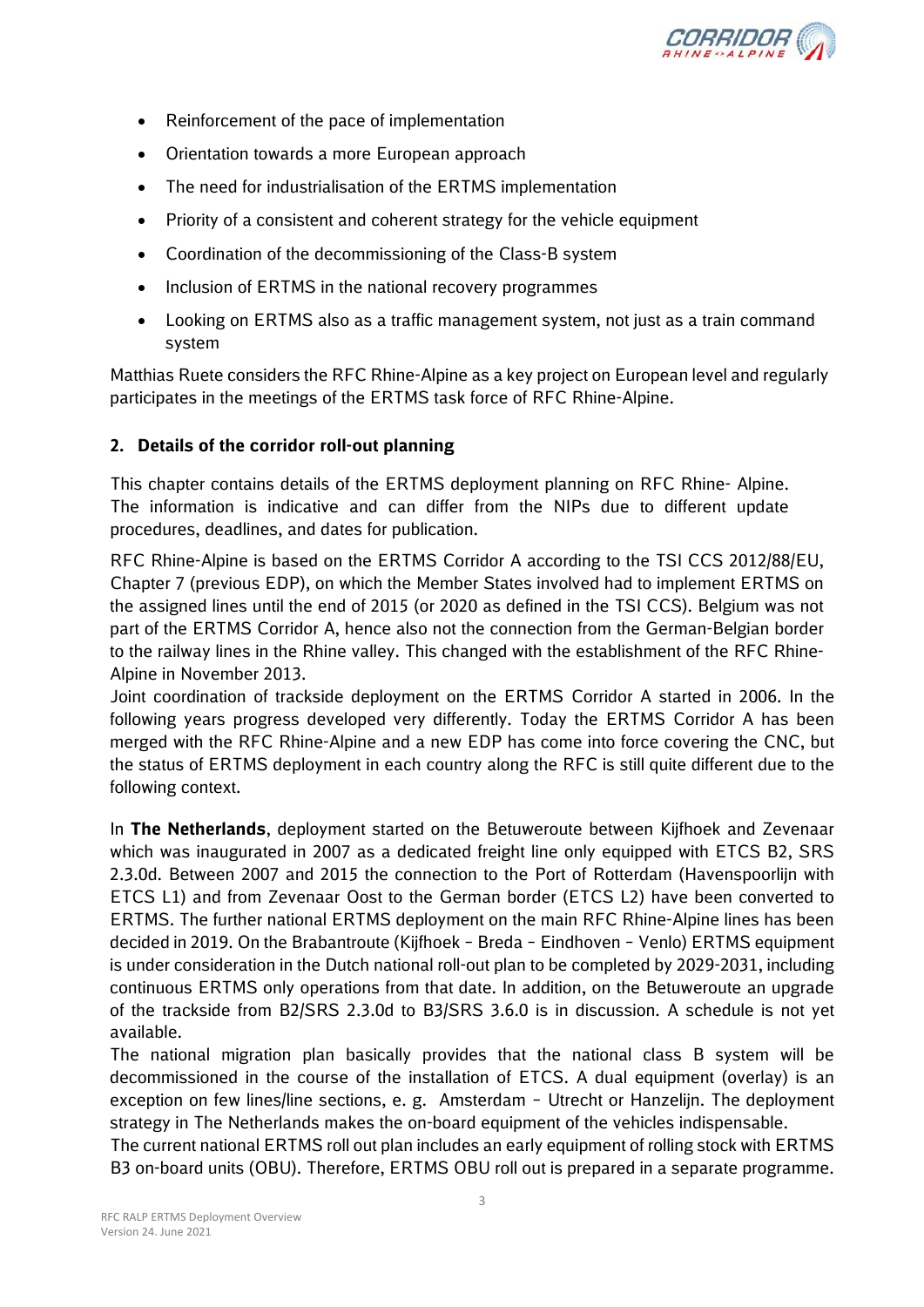- Reinforcement of the pace of implementation
- Orientation towards a more European approach
- The need for industrialisation of the ERTMS implementation
- Priority of a consistent and coherent strategy for the vehicle equipment
- Coordination of the decommissioning of the Class-B system
- Inclusion of ERTMS in the national recovery programmes
- Looking on ERTMS also as a traffic management system, not just as a train command system

Matthias Ruete considers the RFC Rhine-Alpine as a key project on European level and regularly participates in the meetings of the ERTMS task force of RFC Rhine-Alpine.

## 2. Details of the corridor roll-out planning

This chapter contains details of the ERTMS deployment planning on RFC Rhine- Alpine. The information is indicative and can differ from the NIPs due to different update procedures, deadlines, and dates for publication.

RFC Rhine-Alpine is based on the ERTMS Corridor A according to the TSI CCS 2012/88/EU, Chapter 7 (previous EDP), on which the Member States involved had to implement ERTMS on the assigned lines until the end of 2015 (or 2020 as defined in the TSI CCS). Belgium was not part of the ERTMS Corridor A, hence also not the connection from the German-Belgian border to the railway lines in the Rhine valley. This changed with the establishment of the RFC Rhine-Alpine in November 2013.
Joint coordination of trackside deployment on the ERTMS Corridor A started in 2006. In the following years progress developed very differently. Today the ERTMS Corridor A has been merged with the RFC Rhine-Alpine and a new EDP has come into force covering the CNC, but the status of ERTMS deployment in each country along the RFC is still quite different due to the following context.

In **The Netherlands**, deployment started on the Betuweroute between Kijfhoek and Zevenaar which was inaugurated in 2007 as a dedicated freight line only equipped with ETCS B2, SRS 2.3.0d. Between 2007 and 2015 the connection to the Port of Rotterdam (Havenspoorlijn with ETCS L1) and from Zevenaar Oost to the German border (ETCS L2) have been converted to ERTMS. The further national ERTMS deployment on the main RFC Rhine-Alpine lines has been decided in 2019. On the Brabantroute (Kijfhoek – Breda – Eindhoven – Venlo) ERTMS equipment is under consideration in the Dutch national roll-out plan to be completed by 2029-2031, including continuous ERTMS only operations from that date. In addition, on the Betuweroute an upgrade of the trackside from B2/SRS 2.3.0d to B3/SRS 3.6.0 is in discussion. A schedule is not yet available.
The national migration plan basically provides that the national class B system will be decommissioned in the course of the installation of ETCS. A dual equipment (overlay) is an exception on few lines/line sections, e. g. Amsterdam – Utrecht or Hanzelijn. The deployment strategy in The Netherlands makes the on-board equipment of the vehicles indispensable.
The current national ERTMS roll out plan includes an early equipment of rolling stock with ERTMS B3 on-board units (OBU). Therefore, ERTMS OBU roll out is prepared in a separate programme.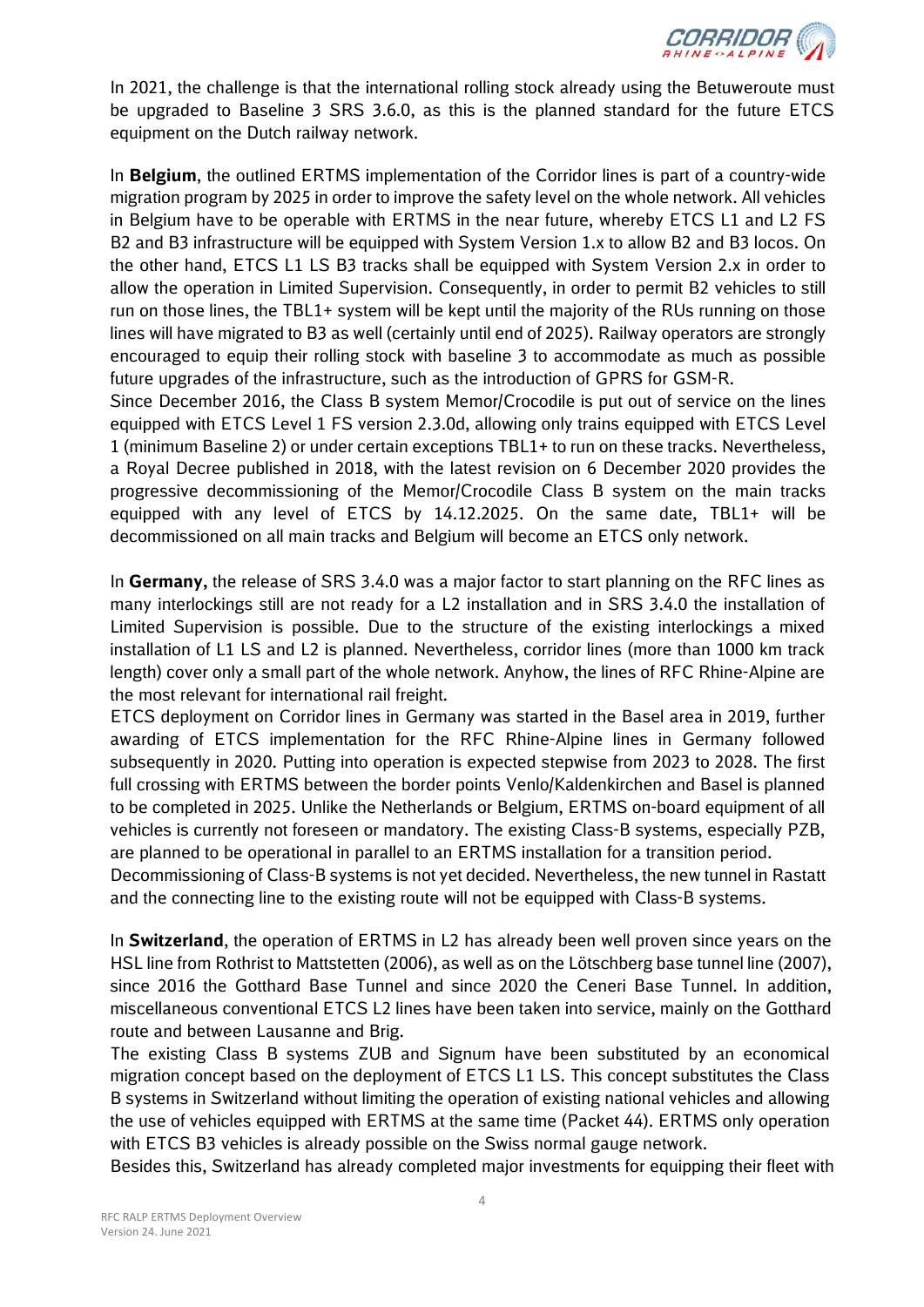In 2021, the challenge is that the international rolling stock already using the Betuweroute must be upgraded to Baseline 3 SRS 3.6.0, as this is the planned standard for the future ETCS equipment on the Dutch railway network.

In **Belgium**, the outlined ERTMS implementation of the Corridor lines is part of a country-wide migration program by 2025 in order to improve the safety level on the whole network. All vehicles in Belgium have to be operable with ERTMS in the near future, whereby ETCS L1 and L2 FS B2 and B3 infrastructure will be equipped with System Version 1.x to allow B2 and B3 locos. On the other hand, ETCS L1 LS B3 tracks shall be equipped with System Version 2.x in order to allow the operation in Limited Supervision. Consequently, in order to permit B2 vehicles to still run on those lines, the TBL1+ system will be kept until the majority of the RUs running on those lines will have migrated to B3 as well (certainly until end of 2025). Railway operators are strongly encouraged to equip their rolling stock with baseline 3 to accommodate as much as possible future upgrades of the infrastructure, such as the introduction of GPRS for GSM-R.
Since December 2016, the Class B system Memor/Crocodile is put out of service on the lines equipped with ETCS Level 1 FS version 2.3.0d, allowing only trains equipped with ETCS Level 1 (minimum Baseline 2) or under certain exceptions TBL1+ to run on these tracks. Nevertheless, a Royal Decree published in 2018, with the latest revision on 6 December 2020 provides the progressive decommissioning of the Memor/Crocodile Class B system on the main tracks equipped with any level of ETCS by 14.12.2025. On the same date, TBL1+ will be decommissioned on all main tracks and Belgium will become an ETCS only network.

In **Germany**, the release of SRS 3.4.0 was a major factor to start planning on the RFC lines as many interlockings still are not ready for a L2 installation and in SRS 3.4.0 the installation of Limited Supervision is possible. Due to the structure of the existing interlockings a mixed installation of L1 LS and L2 is planned. Nevertheless, corridor lines (more than 1000 km track length) cover only a small part of the whole network. Anyhow, the lines of RFC Rhine-Alpine are the most relevant for international rail freight.
ETCS deployment on Corridor lines in Germany was started in the Basel area in 2019, further awarding of ETCS implementation for the RFC Rhine-Alpine lines in Germany followed subsequently in 2020. Putting into operation is expected stepwise from 2023 to 2028. The first full crossing with ERTMS between the border points Venlo/Kaldenkirchen and Basel is planned to be completed in 2025. Unlike the Netherlands or Belgium, ERTMS on-board equipment of all vehicles is currently not foreseen or mandatory. The existing Class-B systems, especially PZB, are planned to be operational in parallel to an ERTMS installation for a transition period.
Decommissioning of Class-B systems is not yet decided. Nevertheless, the new tunnel in Rastatt and the connecting line to the existing route will not be equipped with Class-B systems.

In **Switzerland**, the operation of ERTMS in L2 has already been well proven since years on the HSL line from Rothrist to Mattstetten (2006), as well as on the Lötschberg base tunnel line (2007), since 2016 the Gotthard Base Tunnel and since 2020 the Ceneri Base Tunnel. In addition, miscellaneous conventional ETCS L2 lines have been taken into service, mainly on the Gotthard route and between Lausanne and Brig.
The existing Class B systems ZUB and Signum have been substituted by an economical migration concept based on the deployment of ETCS L1 LS. This concept substitutes the Class B systems in Switzerland without limiting the operation of existing national vehicles and allowing the use of vehicles equipped with ERTMS at the same time (Packet 44). ERTMS only operation with ETCS B3 vehicles is already possible on the Swiss normal gauge network.
Besides this, Switzerland has already completed major investments for equipping their fleet with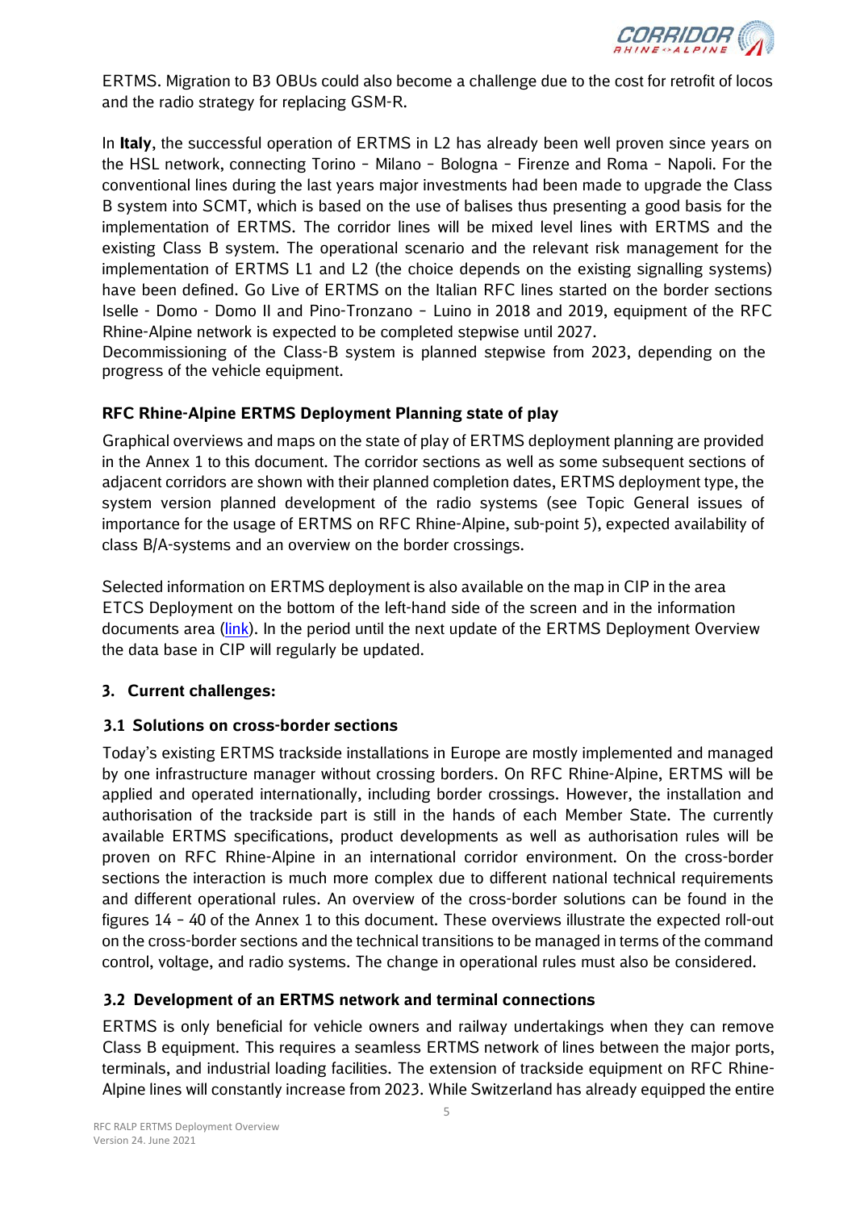ERTMS. Migration to B3 OBUs could also become a challenge due to the cost for retrofit of locos and the radio strategy for replacing GSM-R.

In **Italy**, the successful operation of ERTMS in L2 has already been well proven since years on the HSL network, connecting Torino – Milano – Bologna – Firenze and Roma – Napoli. For the conventional lines during the last years major investments had been made to upgrade the Class B system into SCMT, which is based on the use of balises thus presenting a good basis for the implementation of ERTMS. The corridor lines will be mixed level lines with ERTMS and the existing Class B system. The operational scenario and the relevant risk management for the implementation of ERTMS L1 and L2 (the choice depends on the existing signalling systems) have been defined. Go Live of ERTMS on the Italian RFC lines started on the border sections Iselle - Domo - Domo II and Pino-Tronzano – Luino in 2018 and 2019, equipment of the RFC Rhine-Alpine network is expected to be completed stepwise until 2027.
Decommissioning of the Class-B system is planned stepwise from 2023, depending on the progress of the vehicle equipment.

### RFC Rhine-Alpine ERTMS Deployment Planning state of play

Graphical overviews and maps on the state of play of ERTMS deployment planning are provided in the Annex 1 to this document. The corridor sections as well as some subsequent sections of adjacent corridors are shown with their planned completion dates, ERTMS deployment type, the system version planned development of the radio systems (see Topic General issues of importance for the usage of ERTMS on RFC Rhine-Alpine, sub-point 5), expected availability of class B/A-systems and an overview on the border crossings.

Selected information on ERTMS deployment is also available on the map in CIP in the area ETCS Deployment on the bottom of the left-hand side of the screen and in the information documents area (link). In the period until the next update of the ERTMS Deployment Overview the data base in CIP will regularly be updated.

## 3. Current challenges:

### 3.1 Solutions on cross-border sections

Today's existing ERTMS trackside installations in Europe are mostly implemented and managed by one infrastructure manager without crossing borders. On RFC Rhine-Alpine, ERTMS will be applied and operated internationally, including border crossings. However, the installation and authorisation of the trackside part is still in the hands of each Member State. The currently available ERTMS specifications, product developments as well as authorisation rules will be proven on RFC Rhine-Alpine in an international corridor environment. On the cross-border sections the interaction is much more complex due to different national technical requirements and different operational rules. An overview of the cross-border solutions can be found in the figures 14 – 40 of the Annex 1 to this document. These overviews illustrate the expected roll-out on the cross-border sections and the technical transitions to be managed in terms of the command control, voltage, and radio systems. The change in operational rules must also be considered.

### 3.2 Development of an ERTMS network and terminal connections

ERTMS is only beneficial for vehicle owners and railway undertakings when they can remove Class B equipment. This requires a seamless ERTMS network of lines between the major ports, terminals, and industrial loading facilities. The extension of trackside equipment on RFC Rhine-Alpine lines will constantly increase from 2023. While Switzerland has already equipped the entire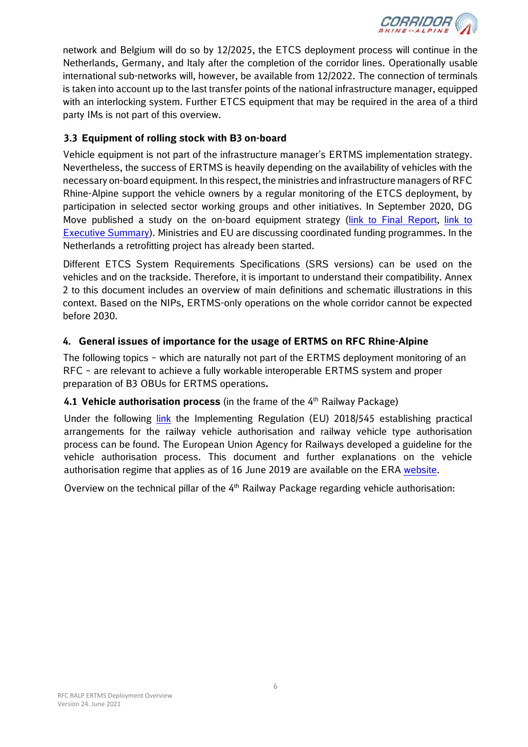network and Belgium will do so by 12/2025, the ETCS deployment process will continue in the Netherlands, Germany, and Italy after the completion of the corridor lines. Operationally usable international sub-networks will, however, be available from 12/2022. The connection of terminals is taken into account up to the last transfer points of the national infrastructure manager, equipped with an interlocking system. Further ETCS equipment that may be required in the area of a third party IMs is not part of this overview.

### 3.3 Equipment of rolling stock with B3 on-board

Vehicle equipment is not part of the infrastructure manager's ERTMS implementation strategy. Nevertheless, the success of ERTMS is heavily depending on the availability of vehicles with the necessary on-board equipment. In this respect, the ministries and infrastructure managers of RFC Rhine-Alpine support the vehicle owners by a regular monitoring of the ETCS deployment, by participation in selected sector working groups and other initiatives. In September 2020, DG Move published a study on the on-board equipment strategy (link to Final Report, link to Executive Summary). Ministries and EU are discussing coordinated funding programmes. In the Netherlands a retrofitting project has already been started.

Different ETCS System Requirements Specifications (SRS versions) can be used on the vehicles and on the trackside. Therefore, it is important to understand their compatibility. Annex 2 to this document includes an overview of main definitions and schematic illustrations in this context. Based on the NIPs, ERTMS-only operations on the whole corridor cannot be expected before 2030.

## 4. General issues of importance for the usage of ERTMS on RFC Rhine-Alpine

The following topics – which are naturally not part of the ERTMS deployment monitoring of an RFC – are relevant to achieve a fully workable interoperable ERTMS system and proper preparation of B3 OBUs for ERTMS operations**.**

### 4.1 Vehicle authorisation process (in the frame of the 4th Railway Package)

Under the following link the Implementing Regulation (EU) 2018/545 establishing practical arrangements for the railway vehicle authorisation and railway vehicle type authorisation process can be found. The European Union Agency for Railways developed a guideline for the vehicle authorisation process. This document and further explanations on the vehicle authorisation regime that applies as of 16 June 2019 are available on the ERA website.

Overview on the technical pillar of the 4th Railway Package regarding vehicle authorisation: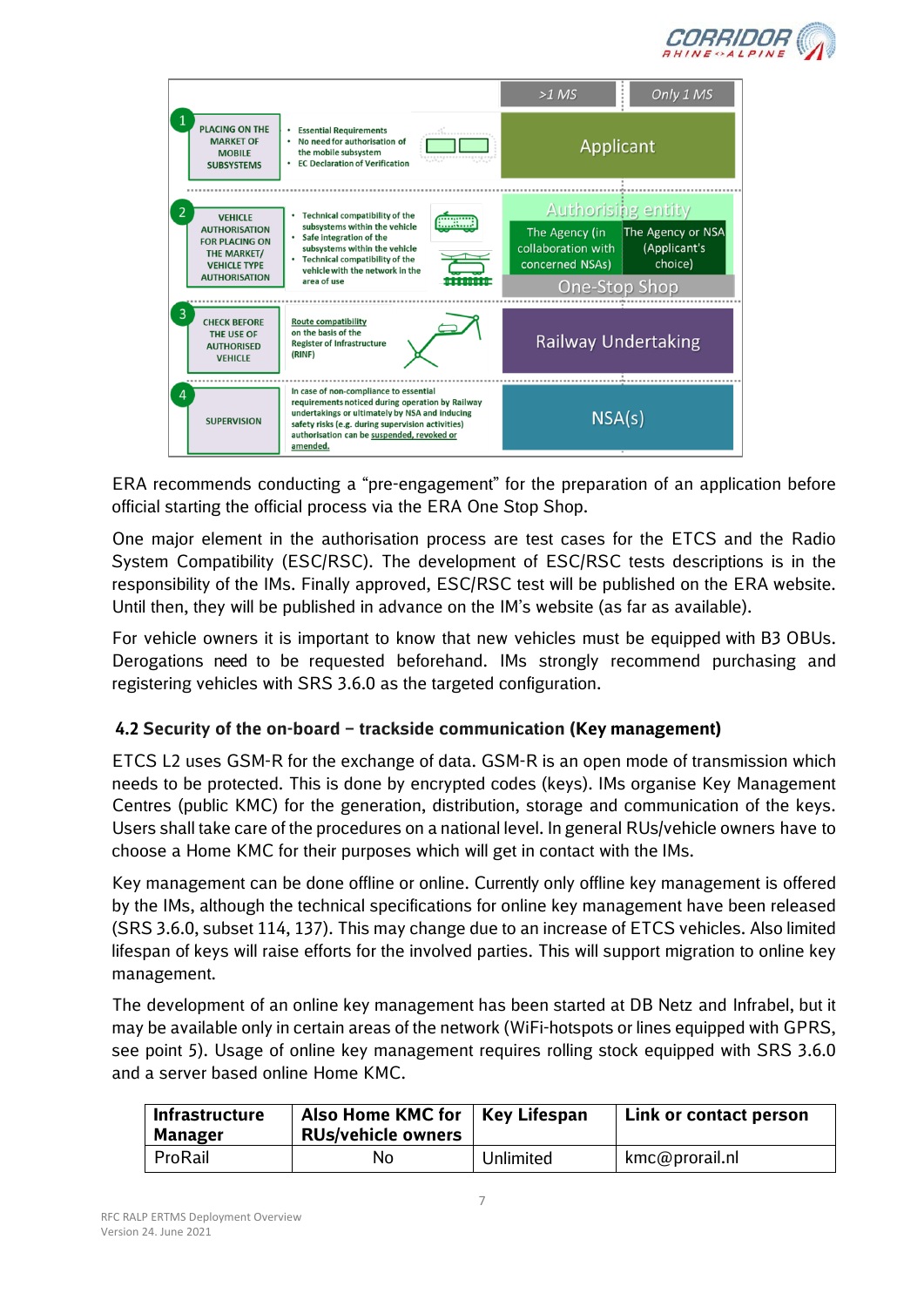| Step | | Details | >1 MS | Only 1 MS |
|---|---|---|---|---|
| 1 | PLACING ON THE MARKET OF MOBILE SUBSYSTEMS | • Essential Requirements<br>• No need for authorisation of the mobile subsystem<br>• EC Declaration of Verification | Applicant | |
| 2 | VEHICLE AUTHORISATION FOR PLACING ON THE MARKET/ VEHICLE TYPE AUTHORISATION | • Technical compatibility of the subsystems within the vehicle<br>• Safe integration of the subsystems within the vehicle<br>• Technical compatibility of the vehicle with the network in the area of use | Authorising entity: The Agency (in collaboration with concerned NSAs) | Authorising entity: The Agency or NSA (Applicant's choice) |
| | | | One-Stop Shop | |
| 3 | CHECK BEFORE THE USE OF AUTHORISED VEHICLE | Route compatibility on the basis of the Register of Infrastructure (RINF) | Railway Undertaking | |
| 4 | SUPERVISION | In case of non-compliance to essential requirements noticed during operation by Railway undertakings or ultimately by NSA and inducing safety risks (e.g. during supervision activities) authorisation can be suspended, revoked or amended. | NSA(s) | |

ERA recommends conducting a "pre-engagement" for the preparation of an application before official starting the official process via the ERA One Stop Shop.

One major element in the authorisation process are test cases for the ETCS and the Radio System Compatibility (ESC/RSC). The development of ESC/RSC tests descriptions is in the responsibility of the IMs. Finally approved, ESC/RSC test will be published on the ERA website. Until then, they will be published in advance on the IM's website (as far as available).

For vehicle owners it is important to know that new vehicles must be equipped with B3 OBUs. Derogations need to be requested beforehand. IMs strongly recommend purchasing and registering vehicles with SRS 3.6.0 as the targeted configuration.

## 4.2 Security of the on-board – trackside communication (Key management)

ETCS L2 uses GSM-R for the exchange of data. GSM-R is an open mode of transmission which needs to be protected. This is done by encrypted codes (keys). IMs organise Key Management Centres (public KMC) for the generation, distribution, storage and communication of the keys. Users shall take care of the procedures on a national level. In general RUs/vehicle owners have to choose a Home KMC for their purposes which will get in contact with the IMs.

Key management can be done offline or online. Currently only offline key management is offered by the IMs, although the technical specifications for online key management have been released (SRS 3.6.0, subset 114, 137). This may change due to an increase of ETCS vehicles. Also limited lifespan of keys will raise efforts for the involved parties. This will support migration to online key management.

The development of an online key management has been started at DB Netz and Infrabel, but it may be available only in certain areas of the network (WiFi-hotspots or lines equipped with GPRS, see point 5). Usage of online key management requires rolling stock equipped with SRS 3.6.0 and a server based online Home KMC.

| Infrastructure Manager | Also Home KMC for RUs/vehicle owners | Key Lifespan | Link or contact person |
|---|---|---|---|
| ProRail | No | Unlimited | kmc@prorail.nl |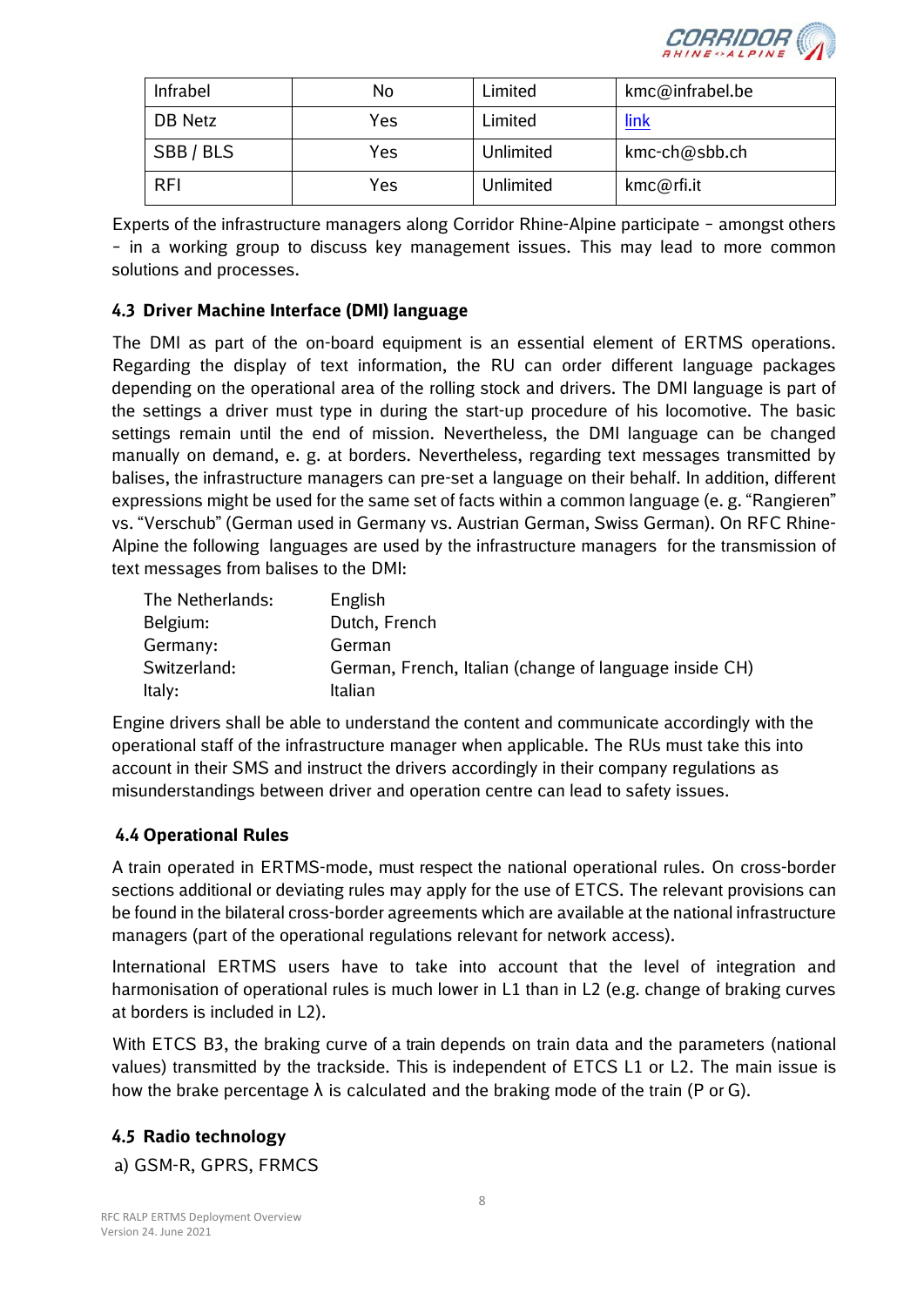| Infrabel | No | Limited | kmc@infrabel.be |
| --- | --- | --- | --- |
| DB Netz | Yes | Limited | link |
| SBB / BLS | Yes | Unlimited | kmc-ch@sbb.ch |
| RFI | Yes | Unlimited | kmc@rfi.it |

Experts of the infrastructure managers along Corridor Rhine-Alpine participate – amongst others – in a working group to discuss key management issues. This may lead to more common solutions and processes.

## 4.3 Driver Machine Interface (DMI) language

The DMI as part of the on-board equipment is an essential element of ERTMS operations. Regarding the display of text information, the RU can order different language packages depending on the operational area of the rolling stock and drivers. The DMI language is part of the settings a driver must type in during the start-up procedure of his locomotive. The basic settings remain until the end of mission. Nevertheless, the DMI language can be changed manually on demand, e. g. at borders. Nevertheless, regarding text messages transmitted by balises, the infrastructure managers can pre-set a language on their behalf. In addition, different expressions might be used for the same set of facts within a common language (e. g. "Rangieren" vs. "Verschub" (German used in Germany vs. Austrian German, Swiss German). On RFC Rhine-Alpine the following languages are used by the infrastructure managers for the transmission of text messages from balises to the DMI:

| | |
| --- | --- |
| The Netherlands: | English |
| Belgium: | Dutch, French |
| Germany: | German |
| Switzerland: | German, French, Italian (change of language inside CH) |
| Italy: | Italian |

Engine drivers shall be able to understand the content and communicate accordingly with the operational staff of the infrastructure manager when applicable. The RUs must take this into account in their SMS and instruct the drivers accordingly in their company regulations as misunderstandings between driver and operation centre can lead to safety issues.

## 4.4 Operational Rules

A train operated in ERTMS-mode, must respect the national operational rules. On cross-border sections additional or deviating rules may apply for the use of ETCS. The relevant provisions can be found in the bilateral cross-border agreements which are available at the national infrastructure managers (part of the operational regulations relevant for network access).

International ERTMS users have to take into account that the level of integration and harmonisation of operational rules is much lower in L1 than in L2 (e.g. change of braking curves at borders is included in L2).

With ETCS B3, the braking curve of a train depends on train data and the parameters (national values) transmitted by the trackside. This is independent of ETCS L1 or L2. The main issue is how the brake percentage λ is calculated and the braking mode of the train (P or G).

## 4.5 Radio technology

a) GSM-R, GPRS, FRMCS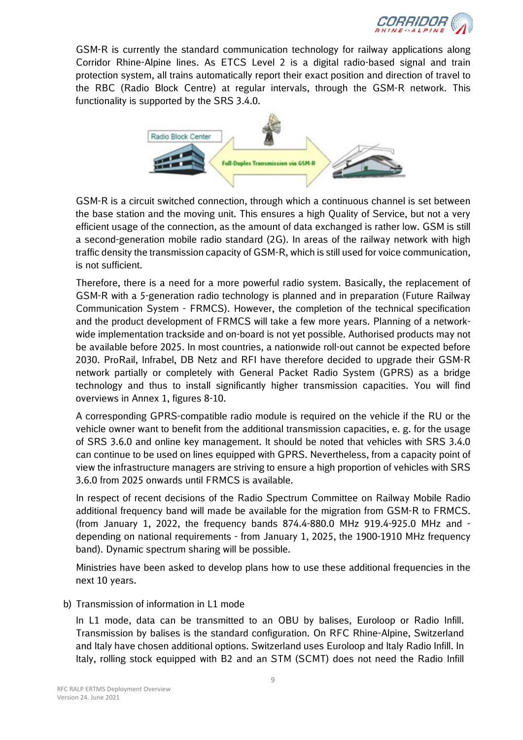GSM-R is currently the standard communication technology for railway applications along Corridor Rhine-Alpine lines. As ETCS Level 2 is a digital radio-based signal and train protection system, all trains automatically report their exact position and direction of travel to the RBC (Radio Block Centre) at regular intervals, through the GSM-R network. This functionality is supported by the SRS 3.4.0.

GSM-R is a circuit switched connection, through which a continuous channel is set between the base station and the moving unit. This ensures a high Quality of Service, but not a very efficient usage of the connection, as the amount of data exchanged is rather low. GSM is still a second-generation mobile radio standard (2G). In areas of the railway network with high traffic density the transmission capacity of GSM-R, which is still used for voice communication, is not sufficient.

Therefore, there is a need for a more powerful radio system. Basically, the replacement of GSM-R with a 5-generation radio technology is planned and in preparation (Future Railway Communication System - FRMCS). However, the completion of the technical specification and the product development of FRMCS will take a few more years. Planning of a network-wide implementation trackside and on-board is not yet possible. Authorised products may not be available before 2025. In most countries, a nationwide roll-out cannot be expected before 2030. ProRail, Infrabel, DB Netz and RFI have therefore decided to upgrade their GSM-R network partially or completely with General Packet Radio System (GPRS) as a bridge technology and thus to install significantly higher transmission capacities. You will find overviews in Annex 1, figures 8-10.

A corresponding GPRS-compatible radio module is required on the vehicle if the RU or the vehicle owner want to benefit from the additional transmission capacities, e. g. for the usage of SRS 3.6.0 and online key management. It should be noted that vehicles with SRS 3.4.0 can continue to be used on lines equipped with GPRS. Nevertheless, from a capacity point of view the infrastructure managers are striving to ensure a high proportion of vehicles with SRS 3.6.0 from 2025 onwards until FRMCS is available.

In respect of recent decisions of the Radio Spectrum Committee on Railway Mobile Radio additional frequency band will made be available for the migration from GSM-R to FRMCS. (from January 1, 2022, the frequency bands 874.4-880.0 MHz 919.4-925.0 MHz and - depending on national requirements - from January 1, 2025, the 1900-1910 MHz frequency band). Dynamic spectrum sharing will be possible.

Ministries have been asked to develop plans how to use these additional frequencies in the next 10 years.

b) Transmission of information in L1 mode

In L1 mode, data can be transmitted to an OBU by balises, Euroloop or Radio Infill. Transmission by balises is the standard configuration. On RFC Rhine-Alpine, Switzerland and Italy have chosen additional options. Switzerland uses Euroloop and Italy Radio Infill. In Italy, rolling stock equipped with B2 and an STM (SCMT) does not need the Radio Infill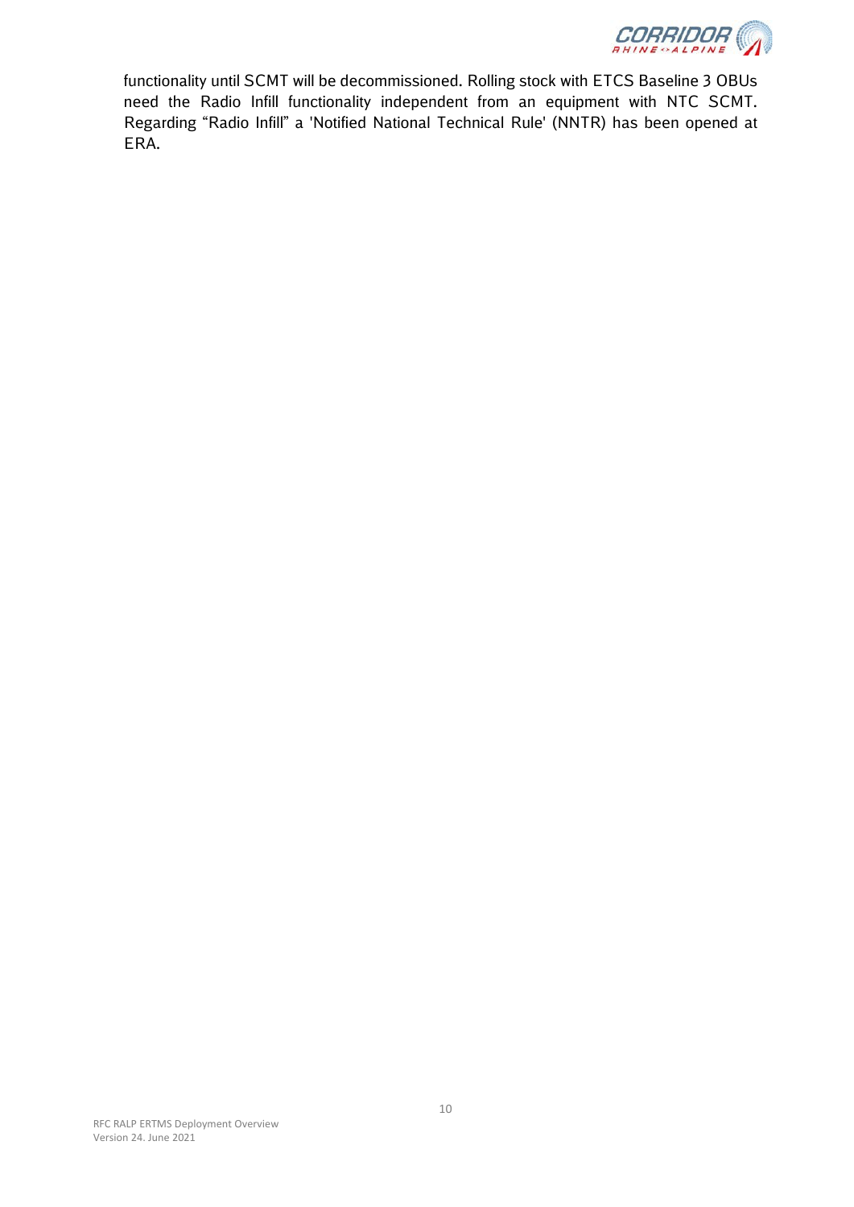functionality until SCMT will be decommissioned. Rolling stock with ETCS Baseline 3 OBUs need the Radio Infill functionality independent from an equipment with NTC SCMT. Regarding “Radio Infill” a 'Notified National Technical Rule' (NNTR) has been opened at ERA.